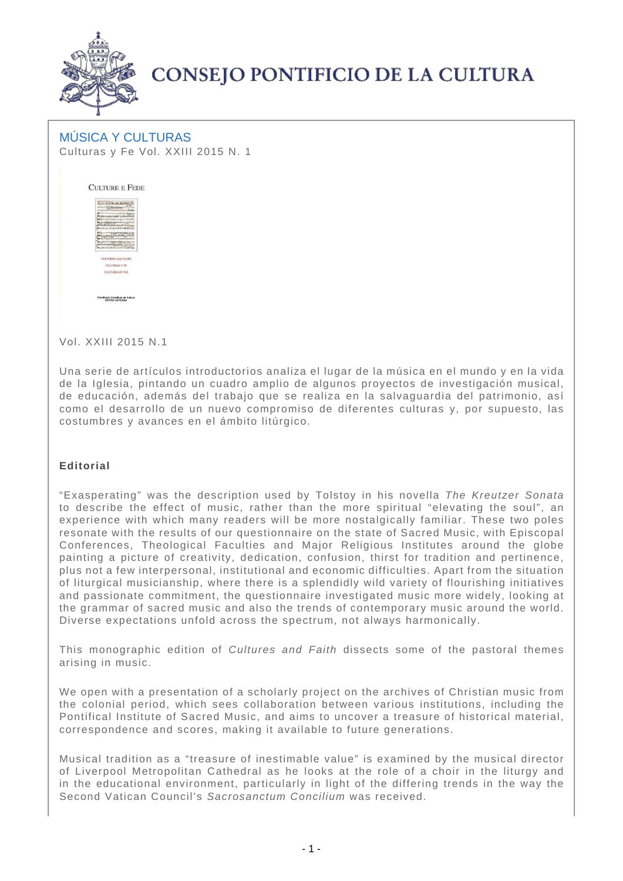# CONSEJO PONTIFICIO DE LA CULTURA

## MÚSICA Y CULTURAS

Culturas y Fe Vol. XXIII 2015 N. 1

Vol. XXIII 2015 N.1

Una serie de artículos introductorios analiza el lugar de la música en el mundo y en la vida de la Iglesia, pintando un cuadro amplio de algunos proyectos de investigación musical, de educación, además del trabajo que se realiza en la salvaguardia del patrimonio, así como el desarrollo de un nuevo compromiso de diferentes culturas y, por supuesto, las costumbres y avances en el ámbito litúrgico.

### Editorial

"Exasperating" was the description used by Tolstoy in his novella *The Kreutzer Sonata* to describe the effect of music, rather than the more spiritual "elevating the soul", an experience with which many readers will be more nostalgically familiar. These two poles resonate with the results of our questionnaire on the state of Sacred Music, with Episcopal Conferences, Theological Faculties and Major Religious Institutes around the globe painting a picture of creativity, dedication, confusion, thirst for tradition and pertinence, plus not a few interpersonal, institutional and economic difficulties. Apart from the situation of liturgical musicianship, where there is a splendidly wild variety of flourishing initiatives and passionate commitment, the questionnaire investigated music more widely, looking at the grammar of sacred music and also the trends of contemporary music around the world. Diverse expectations unfold across the spectrum, not always harmonically.

This monographic edition of *Cultures and Faith* dissects some of the pastoral themes arising in music.

We open with a presentation of a scholarly project on the archives of Christian music from the colonial period, which sees collaboration between various institutions, including the Pontifical Institute of Sacred Music, and aims to uncover a treasure of historical material, correspondence and scores, making it available to future generations.

Musical tradition as a "treasure of inestimable value" is examined by the musical director of Liverpool Metropolitan Cathedral as he looks at the role of a choir in the liturgy and in the educational environment, particularly in light of the differing trends in the way the Second Vatican Council's *Sacrosanctum Concilium* was received.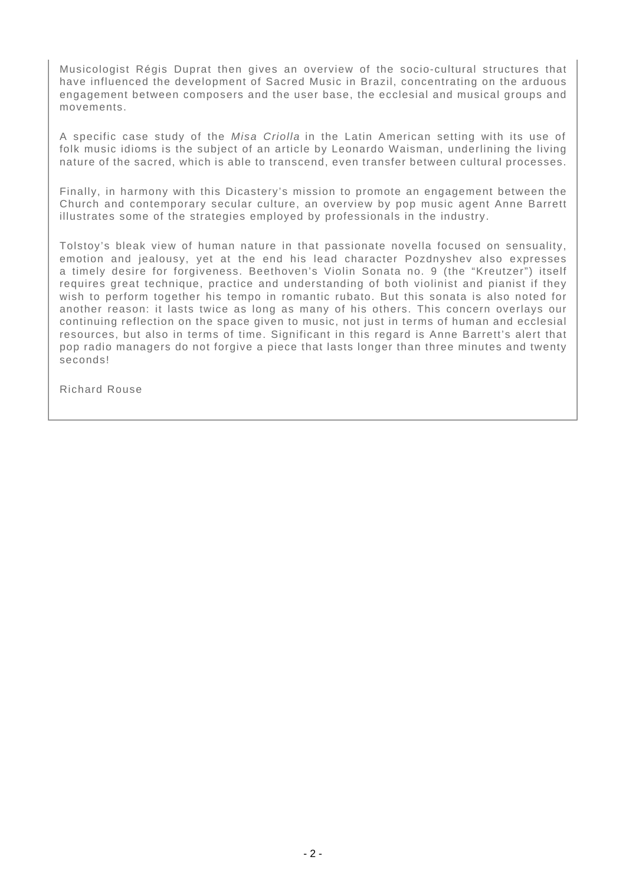Musicologist Régis Duprat then gives an overview of the socio-cultural structures that have influenced the development of Sacred Music in Brazil, concentrating on the arduous engagement between composers and the user base, the ecclesial and musical groups and movements.

A specific case study of the *Misa Criolla* in the Latin American setting with its use of folk music idioms is the subject of an article by Leonardo Waisman, underlining the living nature of the sacred, which is able to transcend, even transfer between cultural processes.

Finally, in harmony with this Dicastery's mission to promote an engagement between the Church and contemporary secular culture, an overview by pop music agent Anne Barrett illustrates some of the strategies employed by professionals in the industry.

Tolstoy's bleak view of human nature in that passionate novella focused on sensuality, emotion and jealousy, yet at the end his lead character Pozdnyshev also expresses a timely desire for forgiveness. Beethoven's Violin Sonata no. 9 (the "Kreutzer") itself requires great technique, practice and understanding of both violinist and pianist if they wish to perform together his tempo in romantic rubato. But this sonata is also noted for another reason: it lasts twice as long as many of his others. This concern overlays our continuing reflection on the space given to music, not just in terms of human and ecclesial resources, but also in terms of time. Significant in this regard is Anne Barrett's alert that pop radio managers do not forgive a piece that lasts longer than three minutes and twenty seconds!

Richard Rouse